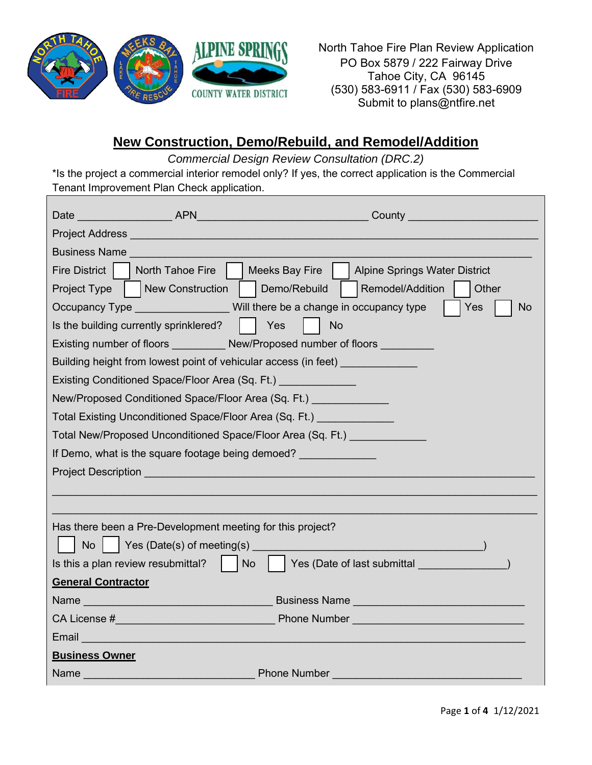North Tahoe Fire Plan Review Application
PO Box 5879 / 222 Fairway Drive
Tahoe City, CA 96145
(530) 583-6911 / Fax (530) 583-6909
Submit to plans@ntfire.net

# New Construction, Demo/Rebuild, and Remodel/Addition

*Commercial Design Review Consultation (DRC.2)*

*Is the project a commercial interior remodel only? If yes, the correct application is the Commercial Tenant Improvement Plan Check application.

Date ______________ APN __________________________ County ____________________

Project Address ____________________________________________________________

Business Name _____________________________________________________________

Fire District ☐ North Tahoe Fire ☐ Meeks Bay Fire ☐ Alpine Springs Water District

Project Type ☐ New Construction ☐ Demo/Rebuild ☐ Remodel/Addition ☐ Other

Occupancy Type _______________ Will there be a change in occupancy type ☐ Yes ☐ No

Is the building currently sprinklered? ☐ Yes ☐ No

Existing number of floors ________ New/Proposed number of floors ________

Building height from lowest point of vehicular access (in feet) ____________

Existing Conditioned Space/Floor Area (Sq. Ft.) ____________

New/Proposed Conditioned Space/Floor Area (Sq. Ft.) ____________

Total Existing Unconditioned Space/Floor Area (Sq. Ft.) ____________

Total New/Proposed Unconditioned Space/Floor Area (Sq. Ft.) ____________

If Demo, what is the square footage being demoed? ____________

Project Description ________________________________________________________

___________________________________________________________________________

___________________________________________________________________________

Has there been a Pre-Development meeting for this project?

☐ No ☐ Yes (Date(s) of meeting(s) ____________________________________)

Is this a plan review resubmittal? ☐ No ☐ Yes (Date of last submittal ______________)

**General Contractor**

Name ______________________________ Business Name __________________________

CA License # ________________________ Phone Number ___________________________

Email _____________________________________________________________________

**Business Owner**

Name ____________________________ Phone Number _______________________________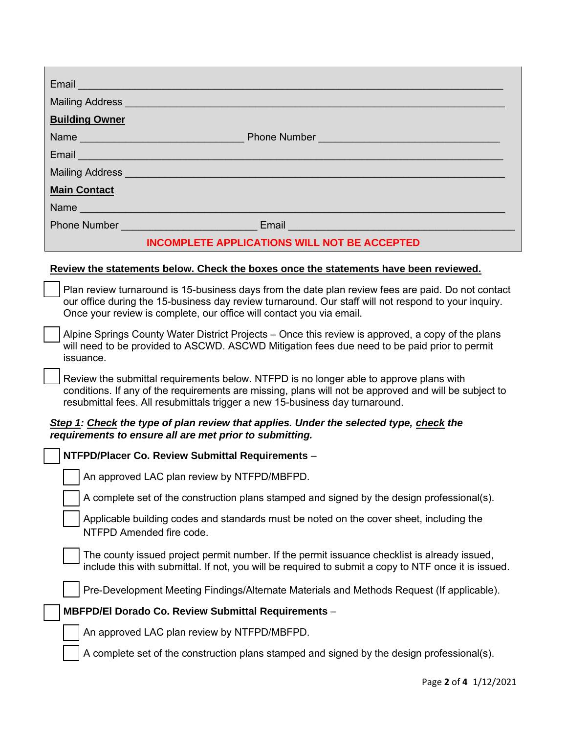Email ______________________________________________________________________

Mailing Address ______________________________________________________________

**Building Owner**

Name ____________________________ Phone Number ______________________________

Email ______________________________________________________________________

Mailing Address ______________________________________________________________

**Main Contact**

Name ______________________________________________________________________

Phone Number _______________________ Email ______________________________________

**INCOMPLETE APPLICATIONS WILL NOT BE ACCEPTED**

**Review the statements below. Check the boxes once the statements have been reviewed.**

- [ ] Plan review turnaround is 15-business days from the date plan review fees are paid. Do not contact our office during the 15-business day review turnaround. Our staff will not respond to your inquiry. Once your review is complete, our office will contact you via email.
- [ ] Alpine Springs County Water District Projects – Once this review is approved, a copy of the plans will need to be provided to ASCWD. ASCWD Mitigation fees due need to be paid prior to permit issuance.
- [ ] Review the submittal requirements below. NTFPD is no longer able to approve plans with conditions. If any of the requirements are missing, plans will not be approved and will be subject to resubmittal fees. All resubmittals trigger a new 15-business day turnaround.

***Step 1*: *Check* the type of plan review that applies. Under the selected type, *check* the requirements to ensure all are met prior to submitting.**

- [ ] **NTFPD/Placer Co. Review Submittal Requirements** –
  - [ ] An approved LAC plan review by NTFPD/MBFPD.
  - [ ] A complete set of the construction plans stamped and signed by the design professional(s).
  - [ ] Applicable building codes and standards must be noted on the cover sheet, including the NTFPD Amended fire code.
  - [ ] The county issued project permit number. If the permit issuance checklist is already issued, include this with submittal. If not, you will be required to submit a copy to NTF once it is issued.
  - [ ] Pre-Development Meeting Findings/Alternate Materials and Methods Request (If applicable).
- [ ] **MBFPD/El Dorado Co. Review Submittal Requirements** –
  - [ ] An approved LAC plan review by NTFPD/MBFPD.
  - [ ] A complete set of the construction plans stamped and signed by the design professional(s).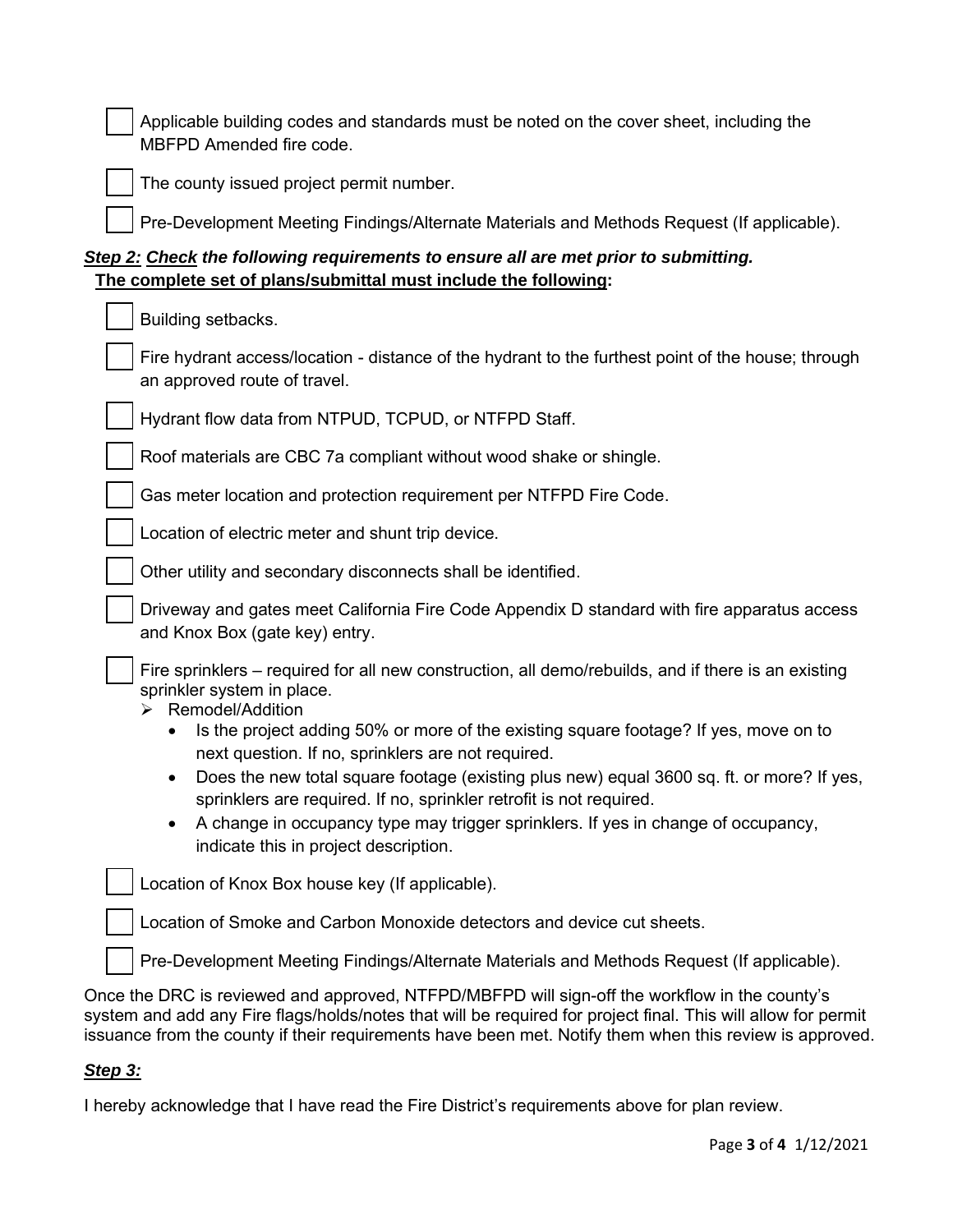- [ ] Applicable building codes and standards must be noted on the cover sheet, including the MBFPD Amended fire code.
- [ ] The county issued project permit number.
- [ ] Pre-Development Meeting Findings/Alternate Materials and Methods Request (If applicable).

***Step 2:* *Check* the following requirements to ensure all are met prior to submitting.**
**The complete set of plans/submittal must include the following:**

- [ ] Building setbacks.
- [ ] Fire hydrant access/location - distance of the hydrant to the furthest point of the house; through an approved route of travel.
- [ ] Hydrant flow data from NTPUD, TCPUD, or NTFPD Staff.
- [ ] Roof materials are CBC 7a compliant without wood shake or shingle.
- [ ] Gas meter location and protection requirement per NTFPD Fire Code.
- [ ] Location of electric meter and shunt trip device.
- [ ] Other utility and secondary disconnects shall be identified.
- [ ] Driveway and gates meet California Fire Code Appendix D standard with fire apparatus access and Knox Box (gate key) entry.
- [ ] Fire sprinklers – required for all new construction, all demo/rebuilds, and if there is an existing sprinkler system in place.
  - Remodel/Addition
    - Is the project adding 50% or more of the existing square footage? If yes, move on to next question. If no, sprinklers are not required.
    - Does the new total square footage (existing plus new) equal 3600 sq. ft. or more? If yes, sprinklers are required. If no, sprinkler retrofit is not required.
    - A change in occupancy type may trigger sprinklers. If yes in change of occupancy, indicate this in project description.
- [ ] Location of Knox Box house key (If applicable).
- [ ] Location of Smoke and Carbon Monoxide detectors and device cut sheets.
- [ ] Pre-Development Meeting Findings/Alternate Materials and Methods Request (If applicable).

Once the DRC is reviewed and approved, NTFPD/MBFPD will sign-off the workflow in the county's system and add any Fire flags/holds/notes that will be required for project final. This will allow for permit issuance from the county if their requirements have been met. Notify them when this review is approved.

***Step 3:***

I hereby acknowledge that I have read the Fire District's requirements above for plan review.

1/12/2021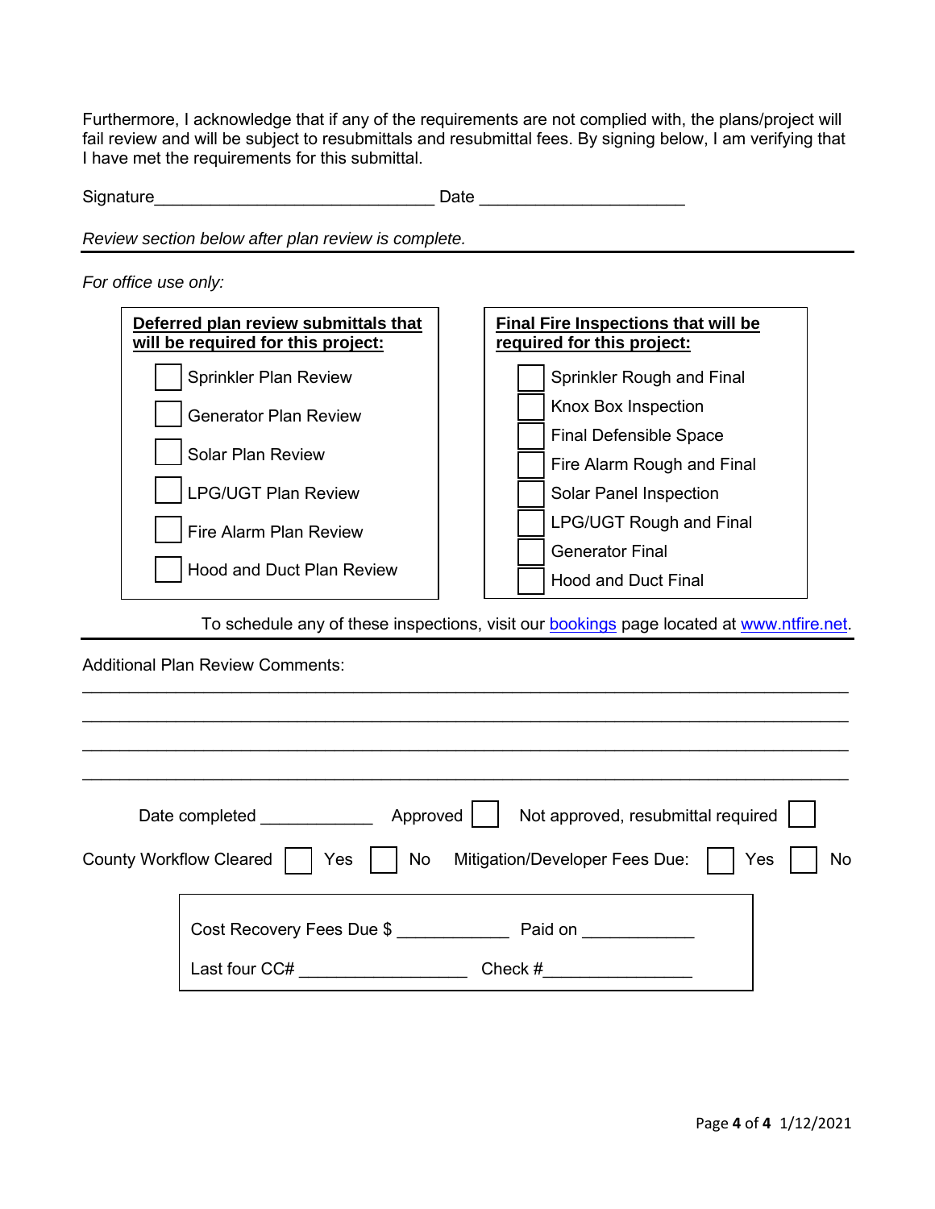Furthermore, I acknowledge that if any of the requirements are not complied with, the plans/project will fail review and will be subject to resubmittals and resubmittal fees. By signing below, I am verifying that I have met the requirements for this submittal.

Signature______________________________ Date _____________________

*Review section below after plan review is complete.*

---

*For office use only:*

**Deferred plan review submittals that will be required for this project:**

- ☐ Sprinkler Plan Review
- ☐ Generator Plan Review
- ☐ Solar Plan Review
- ☐ LPG/UGT Plan Review
- ☐ Fire Alarm Plan Review
- ☐ Hood and Duct Plan Review

**Final Fire Inspections that will be required for this project:**

- ☐ Sprinkler Rough and Final
- ☐ Knox Box Inspection
- ☐ Final Defensible Space
- ☐ Fire Alarm Rough and Final
- ☐ Solar Panel Inspection
- ☐ LPG/UGT Rough and Final
- ☐ Generator Final
- ☐ Hood and Duct Final

To schedule any of these inspections, visit our bookings page located at www.ntfire.net.

---

Additional Plan Review Comments:

_____________________________________________________________________________

_____________________________________________________________________________

_____________________________________________________________________________

_____________________________________________________________________________

Date completed ____________ Approved ☐ Not approved, resubmittal required ☐

County Workflow Cleared ☐ Yes ☐ No Mitigation/Developer Fees Due: ☐ Yes ☐ No

Cost Recovery Fees Due $ ____________ Paid on ____________

Last four CC# __________________ Check #________________